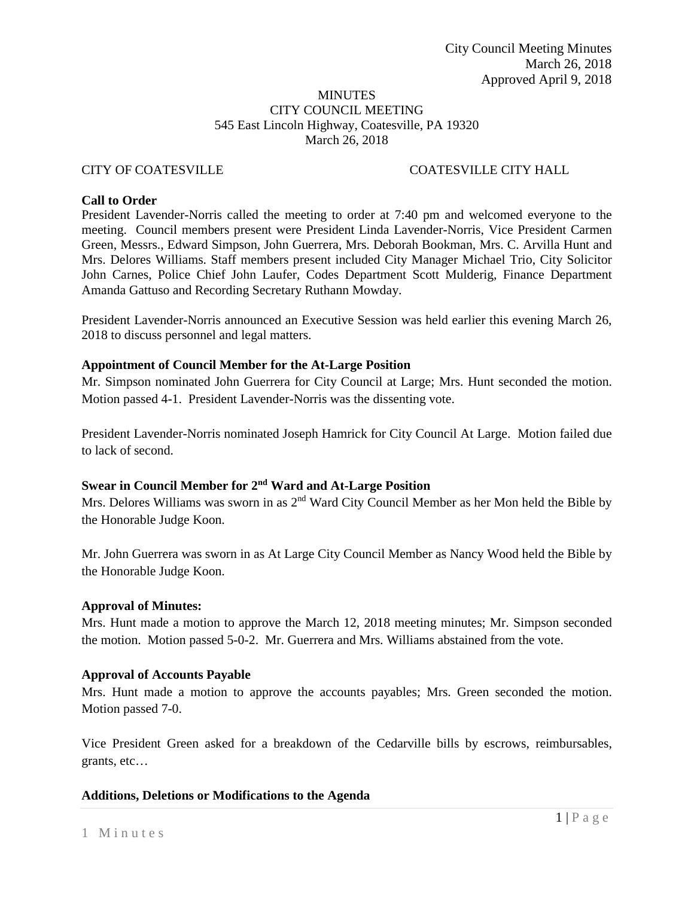City Council Meeting Minutes
March 26, 2018
Approved April 9, 2018

# MINUTES
## CITY COUNCIL MEETING
545 East Lincoln Highway, Coatesville, PA 19320
March 26, 2018

CITY OF COATESVILLE COATESVILLE CITY HALL

**Call to Order**

President Lavender-Norris called the meeting to order at 7:40 pm and welcomed everyone to the meeting. Council members present were President Linda Lavender-Norris, Vice President Carmen Green, Messrs., Edward Simpson, John Guerrera, Mrs. Deborah Bookman, Mrs. C. Arvilla Hunt and Mrs. Delores Williams. Staff members present included City Manager Michael Trio, City Solicitor John Carnes, Police Chief John Laufer, Codes Department Scott Mulderig, Finance Department Amanda Gattuso and Recording Secretary Ruthann Mowday.

President Lavender-Norris announced an Executive Session was held earlier this evening March 26, 2018 to discuss personnel and legal matters.

**Appointment of Council Member for the At-Large Position**

Mr. Simpson nominated John Guerrera for City Council at Large; Mrs. Hunt seconded the motion. Motion passed 4-1. President Lavender-Norris was the dissenting vote.

President Lavender-Norris nominated Joseph Hamrick for City Council At Large. Motion failed due to lack of second.

**Swear in Council Member for 2nd Ward and At-Large Position**

Mrs. Delores Williams was sworn in as 2nd Ward City Council Member as her Mon held the Bible by the Honorable Judge Koon.

Mr. John Guerrera was sworn in as At Large City Council Member as Nancy Wood held the Bible by the Honorable Judge Koon.

**Approval of Minutes:**

Mrs. Hunt made a motion to approve the March 12, 2018 meeting minutes; Mr. Simpson seconded the motion. Motion passed 5-0-2. Mr. Guerrera and Mrs. Williams abstained from the vote.

**Approval of Accounts Payable**

Mrs. Hunt made a motion to approve the accounts payables; Mrs. Green seconded the motion. Motion passed 7-0.

Vice President Green asked for a breakdown of the Cedarville bills by escrows, reimbursables, grants, etc…

**Additions, Deletions or Modifications to the Agenda**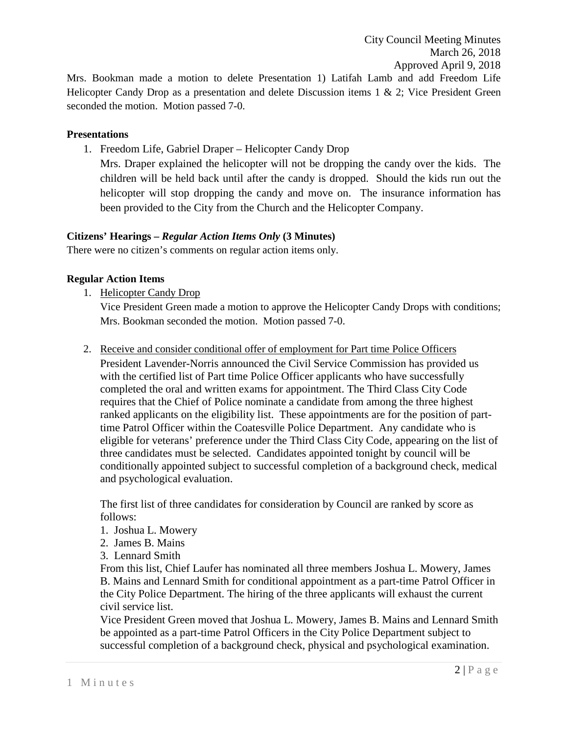Mrs. Bookman made a motion to delete Presentation 1) Latifah Lamb and add Freedom Life Helicopter Candy Drop as a presentation and delete Discussion items 1 & 2; Vice President Green seconded the motion. Motion passed 7-0.

**Presentations**

1. Freedom Life, Gabriel Draper – Helicopter Candy Drop
   Mrs. Draper explained the helicopter will not be dropping the candy over the kids. The children will be held back until after the candy is dropped. Should the kids run out the helicopter will stop dropping the candy and move on. The insurance information has been provided to the City from the Church and the Helicopter Company.

**Citizens' Hearings – *Regular Action Items Only* (3 Minutes)**

There were no citizen's comments on regular action items only.

**Regular Action Items**

1. Helicopter Candy Drop
   Vice President Green made a motion to approve the Helicopter Candy Drops with conditions; Mrs. Bookman seconded the motion. Motion passed 7-0.

2. Receive and consider conditional offer of employment for Part time Police Officers
   President Lavender-Norris announced the Civil Service Commission has provided us with the certified list of Part time Police Officer applicants who have successfully completed the oral and written exams for appointment. The Third Class City Code requires that the Chief of Police nominate a candidate from among the three highest ranked applicants on the eligibility list. These appointments are for the position of part-time Patrol Officer within the Coatesville Police Department. Any candidate who is eligible for veterans' preference under the Third Class City Code, appearing on the list of three candidates must be selected. Candidates appointed tonight by council will be conditionally appointed subject to successful completion of a background check, medical and psychological evaluation.

   The first list of three candidates for consideration by Council are ranked by score as follows:

   1. Joshua L. Mowery
   2. James B. Mains
   3. Lennard Smith

   From this list, Chief Laufer has nominated all three members Joshua L. Mowery, James B. Mains and Lennard Smith for conditional appointment as a part-time Patrol Officer in the City Police Department. The hiring of the three applicants will exhaust the current civil service list.

   Vice President Green moved that Joshua L. Mowery, James B. Mains and Lennard Smith be appointed as a part-time Patrol Officers in the City Police Department subject to successful completion of a background check, physical and psychological examination.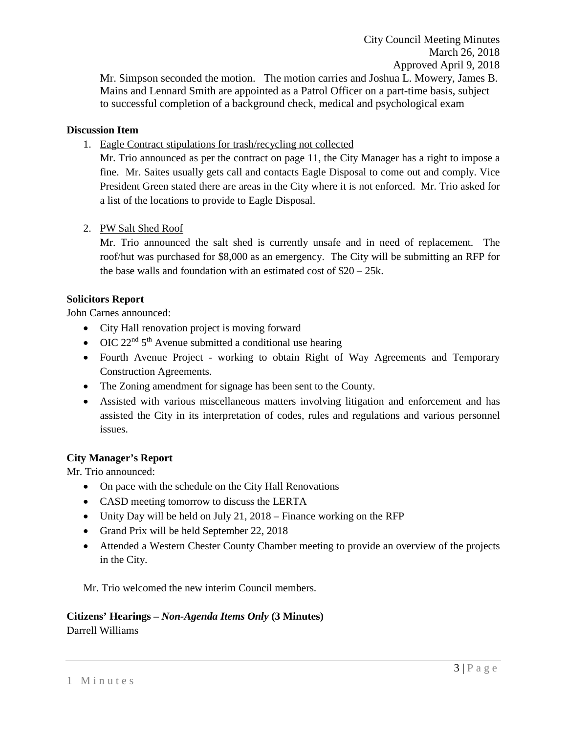Mr. Simpson seconded the motion. The motion carries and Joshua L. Mowery, James B. Mains and Lennard Smith are appointed as a Patrol Officer on a part-time basis, subject to successful completion of a background check, medical and psychological exam

**Discussion Item**

1. Eagle Contract stipulations for trash/recycling not collected

   Mr. Trio announced as per the contract on page 11, the City Manager has a right to impose a fine. Mr. Saites usually gets call and contacts Eagle Disposal to come out and comply. Vice President Green stated there are areas in the City where it is not enforced. Mr. Trio asked for a list of the locations to provide to Eagle Disposal.

2. PW Salt Shed Roof

   Mr. Trio announced the salt shed is currently unsafe and in need of replacement. The roof/hut was purchased for $8,000 as an emergency. The City will be submitting an RFP for the base walls and foundation with an estimated cost of $20 – 25k.

**Solicitors Report**

John Carnes announced:

- City Hall renovation project is moving forward
- OIC 22nd 5th Avenue submitted a conditional use hearing
- Fourth Avenue Project - working to obtain Right of Way Agreements and Temporary Construction Agreements.
- The Zoning amendment for signage has been sent to the County.
- Assisted with various miscellaneous matters involving litigation and enforcement and has assisted the City in its interpretation of codes, rules and regulations and various personnel issues.

**City Manager's Report**

Mr. Trio announced:

- On pace with the schedule on the City Hall Renovations
- CASD meeting tomorrow to discuss the LERTA
- Unity Day will be held on July 21, 2018 – Finance working on the RFP
- Grand Prix will be held September 22, 2018
- Attended a Western Chester County Chamber meeting to provide an overview of the projects in the City.

Mr. Trio welcomed the new interim Council members.

**Citizens' Hearings – *Non-Agenda Items Only* (3 Minutes)**

Darrell Williams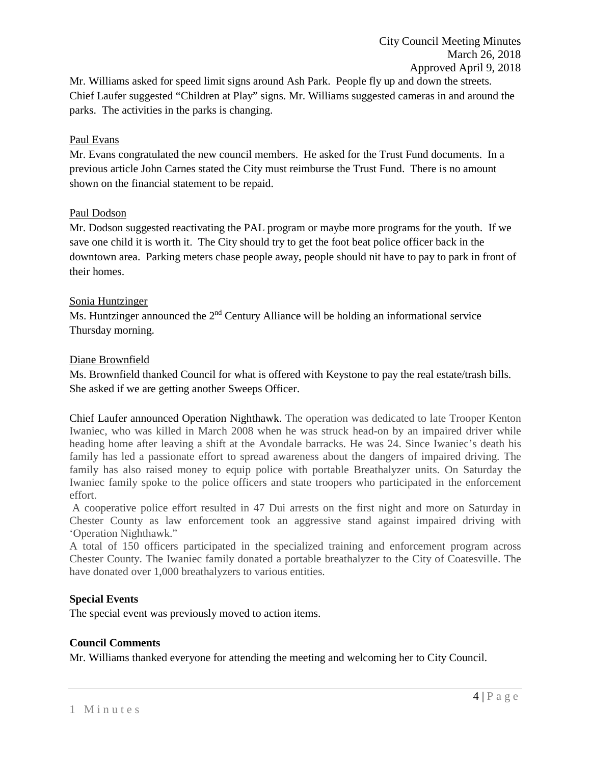Mr. Williams asked for speed limit signs around Ash Park. People fly up and down the streets. Chief Laufer suggested "Children at Play" signs. Mr. Williams suggested cameras in and around the parks. The activities in the parks is changing.

Paul Evans

Mr. Evans congratulated the new council members. He asked for the Trust Fund documents. In a previous article John Carnes stated the City must reimburse the Trust Fund. There is no amount shown on the financial statement to be repaid.

Paul Dodson

Mr. Dodson suggested reactivating the PAL program or maybe more programs for the youth. If we save one child it is worth it. The City should try to get the foot beat police officer back in the downtown area. Parking meters chase people away, people should nit have to pay to park in front of their homes.

Sonia Huntzinger

Ms. Huntzinger announced the 2nd Century Alliance will be holding an informational service Thursday morning.

Diane Brownfield

Ms. Brownfield thanked Council for what is offered with Keystone to pay the real estate/trash bills. She asked if we are getting another Sweeps Officer.

Chief Laufer announced Operation Nighthawk. The operation was dedicated to late Trooper Kenton Iwaniec, who was killed in March 2008 when he was struck head-on by an impaired driver while heading home after leaving a shift at the Avondale barracks. He was 24. Since Iwaniec's death his family has led a passionate effort to spread awareness about the dangers of impaired driving. The family has also raised money to equip police with portable Breathalyzer units. On Saturday the Iwaniec family spoke to the police officers and state troopers who participated in the enforcement effort.

A cooperative police effort resulted in 47 Dui arrests on the first night and more on Saturday in Chester County as law enforcement took an aggressive stand against impaired driving with 'Operation Nighthawk."

A total of 150 officers participated in the specialized training and enforcement program across Chester County. The Iwaniec family donated a portable breathalyzer to the City of Coatesville. The have donated over 1,000 breathalyzers to various entities.

**Special Events**

The special event was previously moved to action items.

**Council Comments**

Mr. Williams thanked everyone for attending the meeting and welcoming her to City Council.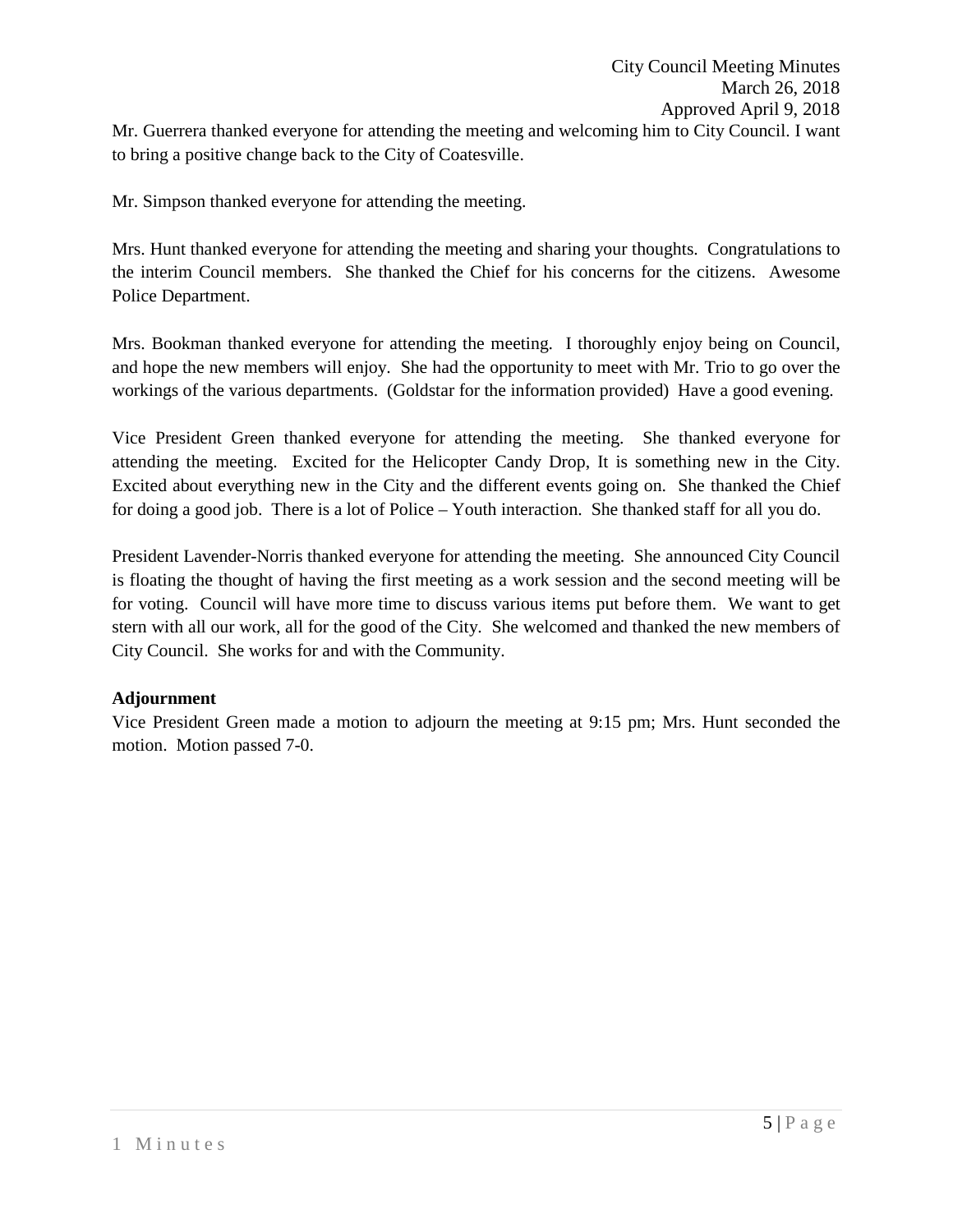Mr. Guerrera thanked everyone for attending the meeting and welcoming him to City Council. I want to bring a positive change back to the City of Coatesville.

Mr. Simpson thanked everyone for attending the meeting.

Mrs. Hunt thanked everyone for attending the meeting and sharing your thoughts. Congratulations to the interim Council members. She thanked the Chief for his concerns for the citizens. Awesome Police Department.

Mrs. Bookman thanked everyone for attending the meeting. I thoroughly enjoy being on Council, and hope the new members will enjoy. She had the opportunity to meet with Mr. Trio to go over the workings of the various departments. (Goldstar for the information provided) Have a good evening.

Vice President Green thanked everyone for attending the meeting. She thanked everyone for attending the meeting. Excited for the Helicopter Candy Drop, It is something new in the City. Excited about everything new in the City and the different events going on. She thanked the Chief for doing a good job. There is a lot of Police – Youth interaction. She thanked staff for all you do.

President Lavender-Norris thanked everyone for attending the meeting. She announced City Council is floating the thought of having the first meeting as a work session and the second meeting will be for voting. Council will have more time to discuss various items put before them. We want to get stern with all our work, all for the good of the City. She welcomed and thanked the new members of City Council. She works for and with the Community.

**Adjournment**

Vice President Green made a motion to adjourn the meeting at 9:15 pm; Mrs. Hunt seconded the motion. Motion passed 7-0.